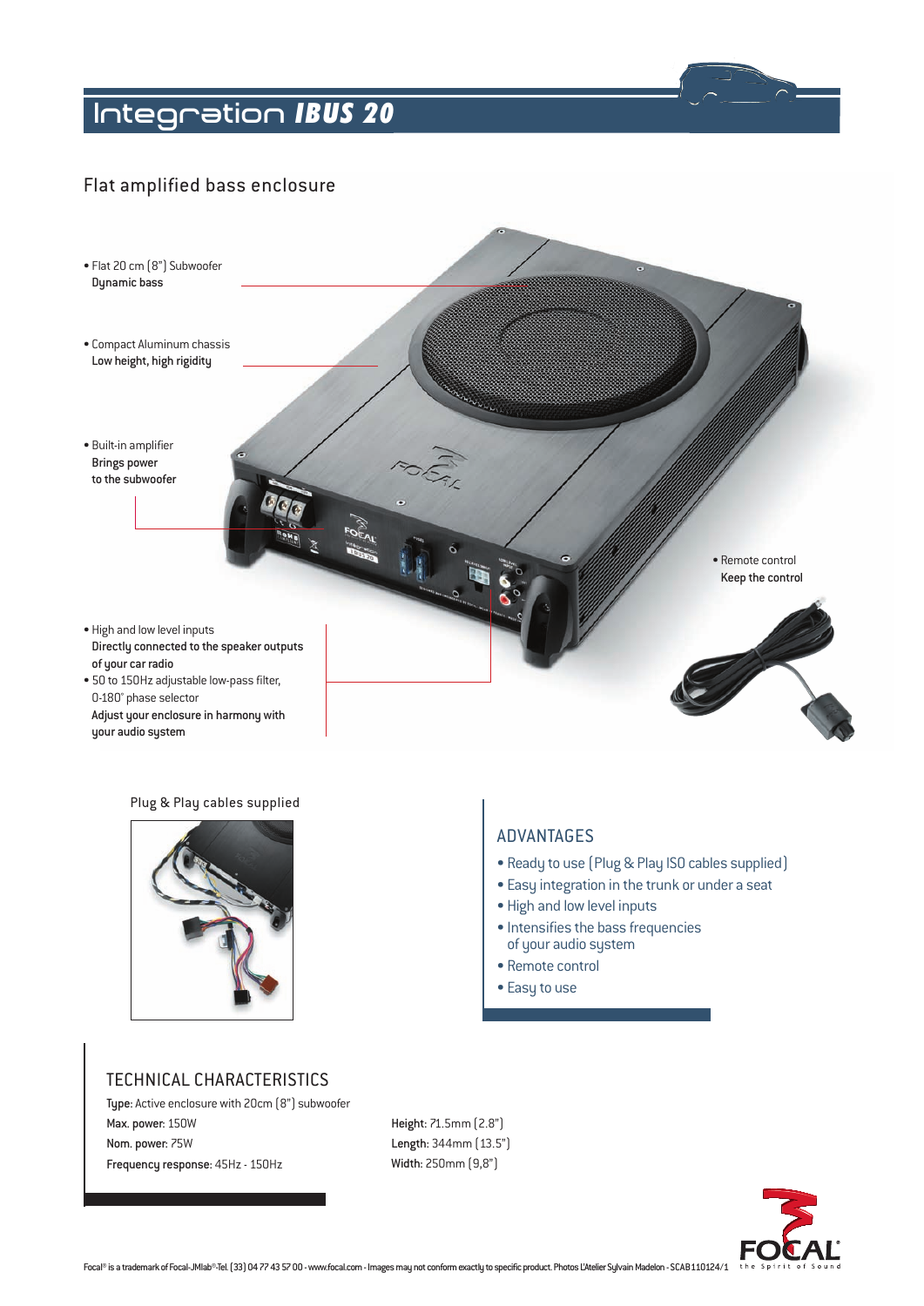# Integration *IBUS 20*

## Flat amplified bass enclosure

- Flat 20 cm (8") Subwoofer
  **Dynamic bass**
- Compact Aluminum chassis
  **Low height, high rigidity**
- Built-in amplifier
  **Brings power to the subwoofer**
- Remote control
  **Keep the control**
- High and low level inputs
  **Directly connected to the speaker outputs of your car radio**
- 50 to 150Hz adjustable low-pass filter, 0-180° phase selector
  **Adjust your enclosure in harmony with your audio system**

Plug & Play cables supplied

### ADVANTAGES

- Ready to use (Plug & Play ISO cables supplied)
- Easy integration in the trunk or under a seat
- High and low level inputs
- Intensifies the bass frequencies of your audio system
- Remote control
- Easy to use

### TECHNICAL CHARACTERISTICS

**Type:** Active enclosure with 20cm (8") subwoofer
**Max. power:** 150W
**Nom. power:** 75W
**Frequency response:** 45Hz - 150Hz

**Height:** 71.5mm (2.8")
**Length:** 344mm (13.5")
**Width:** 250mm (9,8")

Focal® is a trademark of Focal-JMlab®-Tel. (33) 04 77 43 57 00 - www.focal.com - Images may not conform exactly to specific product. Photos L'Atelier Sylvain Madelon - SCAB110124/1

FOCAL® the Spirit of Sound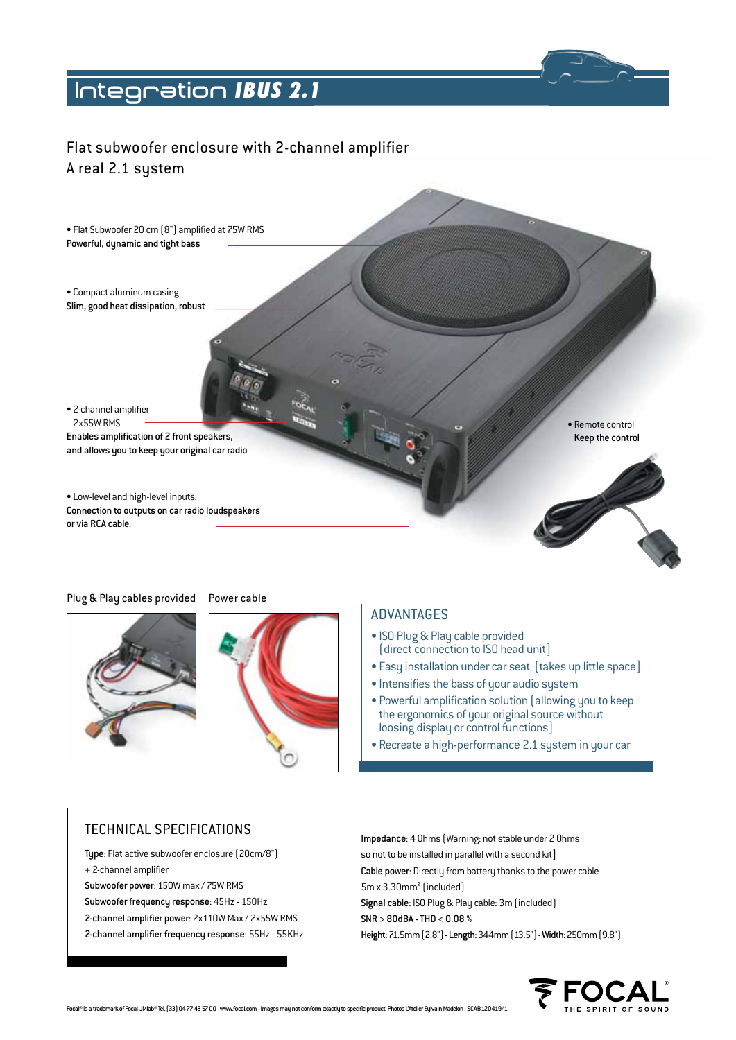# Integration *IBUS 2.1*

## Flat subwoofer enclosure with 2-channel amplifier
## A real 2.1 system

- Flat Subwoofer 20 cm (8") amplified at 75W RMS
  **Powerful, dynamic and tight bass**

- Compact aluminum casing
  **Slim, good heat dissipation, robust**

- 2-channel amplifier
  2x55W RMS
  **Enables amplification of 2 front speakers, and allows you to keep your original car radio**

- Low-level and high-level inputs.
  **Connection to outputs on car radio loudspeakers or via RCA cable.**

- Remote control
  **Keep the control**

Plug & Play cables provided

Power cable

## ADVANTAGES

- ISO Plug & Play cable provided (direct connection to ISO head unit)
- Easy installation under car seat (takes up little space)
- Intensifies the bass of your audio system
- Powerful amplification solution (allowing you to keep the ergonomics of your original source without loosing display or control functions)
- Recreate a high-performance 2.1 system in your car

## TECHNICAL SPECIFICATIONS

**Type**: Flat active subwoofer enclosure (20cm/8") + 2-channel amplifier

**Subwoofer power**: 150W max / 75W RMS

**Subwoofer frequency response**: 45Hz - 150Hz

**2-channel amplifier power**: 2x110W Max / 2x55W RMS

**2-channel amplifier frequency response**: 55Hz - 55KHz

**Impedance**: 4 Ohms (Warning: not stable under 2 Ohms so not to be installed in parallel with a second kit)

**Cable power**: Directly from battery thanks to the power cable 5m x 3.30mm² (included)

**Signal cable**: ISO Plug & Play cable: 3m (included)

**SNR > 80dBA - THD < 0.08 %**

**Height**: 71.5mm (2.8") - **Length**: 344mm (13.5") - **Width**: 250mm (9.8")

Focal® is a trademark of Focal-JMlab®-Tel. (33) 04 77 43 57 00 - www.focal.com - Images may not conform exactly to specific product. Photos L'Atelier Sylvain Madelon - SCAB120419/1

FOCAL® THE SPIRIT OF SOUND